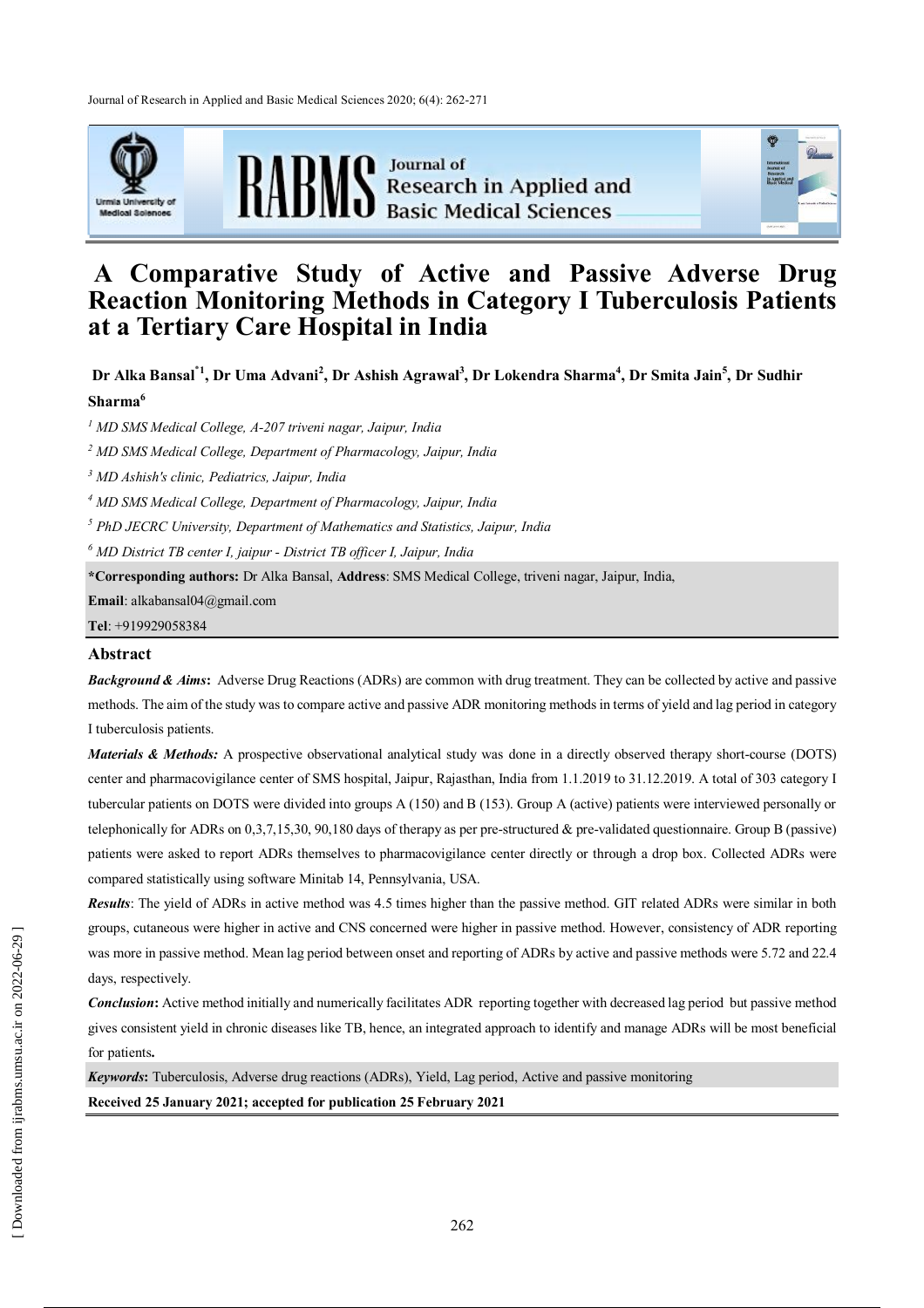# A Comparative Study of Active and Passive Adverse Drug Reaction Monitoring Methods in Category I Tuberculosis Patients at a Tertiary Care Hospital in India

**Dr Alka Bansal*[1], Dr Uma Advani[2], Dr Ashish Agrawal[3], Dr Lokendra Sharma[4], Dr Smita Jain[5], Dr Sudhir Sharma[6]**

*[1] MD SMS Medical College, A-207 triveni nagar, Jaipur, India*

*[2] MD SMS Medical College, Department of Pharmacology, Jaipur, India*

*[3] MD Ashish's clinic, Pediatrics, Jaipur, India*

*[4] MD SMS Medical College, Department of Pharmacology, Jaipur, India*

*[5] PhD JECRC University, Department of Mathematics and Statistics, Jaipur, India*

*[6] MD District TB center I, jaipur - District TB officer I, Jaipur, India*

**\*Corresponding authors:** Dr Alka Bansal, **Address**: SMS Medical College, triveni nagar, Jaipur, India,

**Email**: alkabansal04@gmail.com

**Tel**: +919929058384

## Abstract

***Background & Aims*:** Adverse Drug Reactions (ADRs) are common with drug treatment. They can be collected by active and passive methods. The aim of the study was to compare active and passive ADR monitoring methods in terms of yield and lag period in category I tuberculosis patients.

***Materials & Methods:*** A prospective observational analytical study was done in a directly observed therapy short-course (DOTS) center and pharmacovigilance center of SMS hospital, Jaipur, Rajasthan, India from 1.1.2019 to 31.12.2019. A total of 303 category I tubercular patients on DOTS were divided into groups A (150) and B (153). Group A (active) patients were interviewed personally or telephonically for ADRs on 0,3,7,15,30, 90,180 days of therapy as per pre-structured & pre-validated questionnaire. Group B (passive) patients were asked to report ADRs themselves to pharmacovigilance center directly or through a drop box. Collected ADRs were compared statistically using software Minitab 14, Pennsylvania, USA.

***Results*:** The yield of ADRs in active method was 4.5 times higher than the passive method. GIT related ADRs were similar in both groups, cutaneous were higher in active and CNS concerned were higher in passive method. However, consistency of ADR reporting was more in passive method. Mean lag period between onset and reporting of ADRs by active and passive methods were 5.72 and 22.4 days, respectively.

***Conclusion*:** Active method initially and numerically facilitates ADR reporting together with decreased lag period but passive method gives consistent yield in chronic diseases like TB, hence, an integrated approach to identify and manage ADRs will be most beneficial for patients**.**

***Keywords*:** Tuberculosis, Adverse drug reactions (ADRs), Yield, Lag period, Active and passive monitoring

**Received 25 January 2021; accepted for publication 25 February 2021**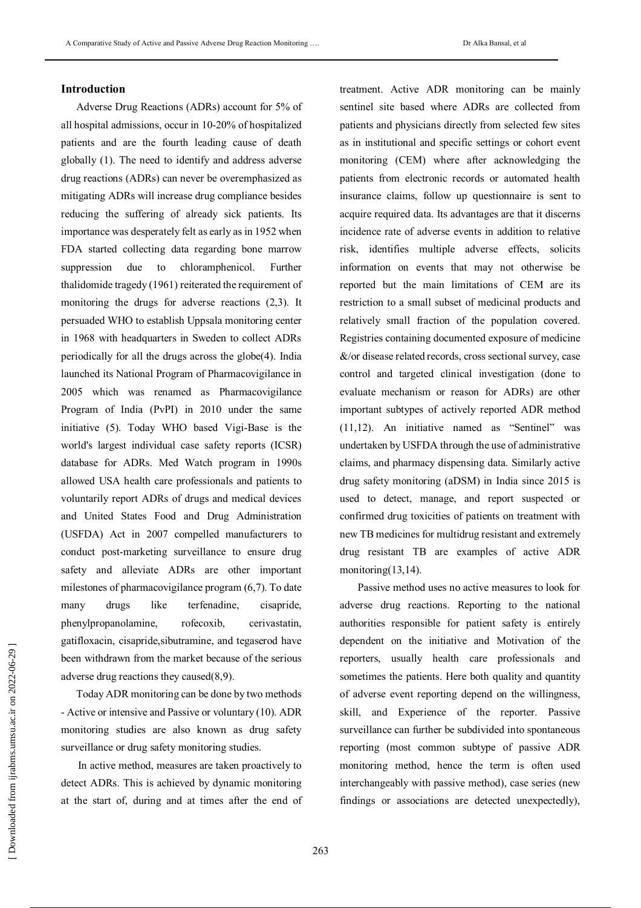## Introduction

Adverse Drug Reactions (ADRs) account for 5% of all hospital admissions, occur in 10-20% of hospitalized patients and are the fourth leading cause of death globally (1). The need to identify and address adverse drug reactions (ADRs) can never be overemphasized as mitigating ADRs will increase drug compliance besides reducing the suffering of already sick patients. Its importance was desperately felt as early as in 1952 when FDA started collecting data regarding bone marrow suppression due to chloramphenicol. Further thalidomide tragedy (1961) reiterated the requirement of monitoring the drugs for adverse reactions (2,3). It persuaded WHO to establish Uppsala monitoring center in 1968 with headquarters in Sweden to collect ADRs periodically for all the drugs across the globe(4). India launched its National Program of Pharmacovigilance in 2005 which was renamed as Pharmacovigilance Program of India (PvPI) in 2010 under the same initiative (5). Today WHO based Vigi-Base is the world's largest individual case safety reports (ICSR) database for ADRs. Med Watch program in 1990s allowed USA health care professionals and patients to voluntarily report ADRs of drugs and medical devices and United States Food and Drug Administration (USFDA) Act in 2007 compelled manufacturers to conduct post-marketing surveillance to ensure drug safety and alleviate ADRs are other important milestones of pharmacovigilance program (6,7). To date many drugs like terfenadine, cisapride, phenylpropanolamine, rofecoxib, cerivastatin, gatifloxacin, cisapride,sibutramine, and tegaserod have been withdrawn from the market because of the serious adverse drug reactions they caused(8,9).

Today ADR monitoring can be done by two methods - Active or intensive and Passive or voluntary (10). ADR monitoring studies are also known as drug safety surveillance or drug safety monitoring studies.

In active method, measures are taken proactively to detect ADRs. This is achieved by dynamic monitoring at the start of, during and at times after the end of treatment. Active ADR monitoring can be mainly sentinel site based where ADRs are collected from patients and physicians directly from selected few sites as in institutional and specific settings or cohort event monitoring (CEM) where after acknowledging the patients from electronic records or automated health insurance claims, follow up questionnaire is sent to acquire required data. Its advantages are that it discerns incidence rate of adverse events in addition to relative risk, identifies multiple adverse effects, solicits information on events that may not otherwise be reported but the main limitations of CEM are its restriction to a small subset of medicinal products and relatively small fraction of the population covered. Registries containing documented exposure of medicine &/or disease related records, cross sectional survey, case control and targeted clinical investigation (done to evaluate mechanism or reason for ADRs) are other important subtypes of actively reported ADR method (11,12). An initiative named as "Sentinel" was undertaken by USFDA through the use of administrative claims, and pharmacy dispensing data. Similarly active drug safety monitoring (aDSM) in India since 2015 is used to detect, manage, and report suspected or confirmed drug toxicities of patients on treatment with new TB medicines for multidrug resistant and extremely drug resistant TB are examples of active ADR monitoring(13,14).

Passive method uses no active measures to look for adverse drug reactions. Reporting to the national authorities responsible for patient safety is entirely dependent on the initiative and Motivation of the reporters, usually health care professionals and sometimes the patients. Here both quality and quantity of adverse event reporting depend on the willingness, skill, and Experience of the reporter. Passive surveillance can further be subdivided into spontaneous reporting (most common subtype of passive ADR monitoring method, hence the term is often used interchangeably with passive method), case series (new findings or associations are detected unexpectedly),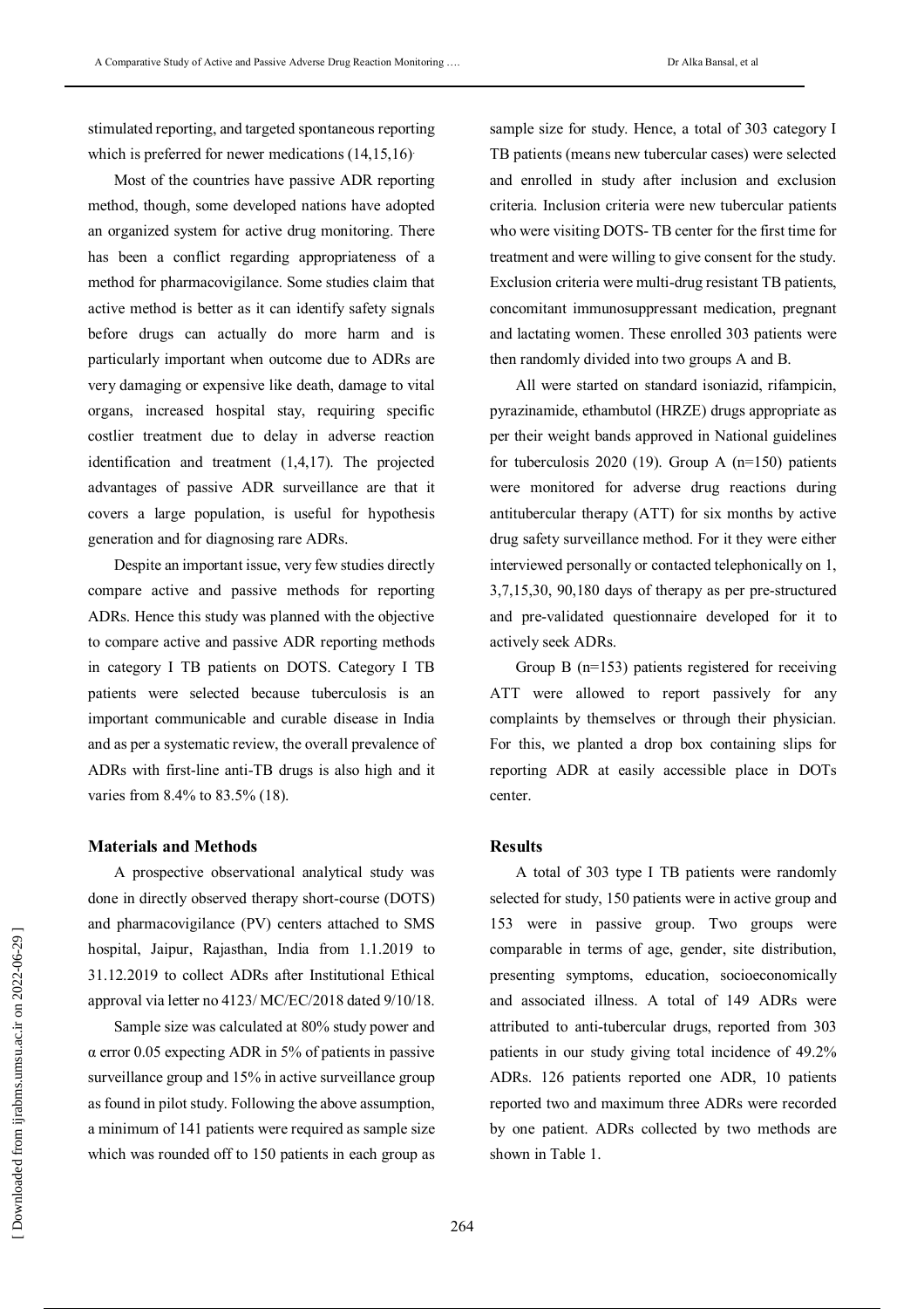stimulated reporting, and targeted spontaneous reporting which is preferred for newer medications (14,15,16).

Most of the countries have passive ADR reporting method, though, some developed nations have adopted an organized system for active drug monitoring. There has been a conflict regarding appropriateness of a method for pharmacovigilance. Some studies claim that active method is better as it can identify safety signals before drugs can actually do more harm and is particularly important when outcome due to ADRs are very damaging or expensive like death, damage to vital organs, increased hospital stay, requiring specific costlier treatment due to delay in adverse reaction identification and treatment (1,4,17). The projected advantages of passive ADR surveillance are that it covers a large population, is useful for hypothesis generation and for diagnosing rare ADRs.

Despite an important issue, very few studies directly compare active and passive methods for reporting ADRs. Hence this study was planned with the objective to compare active and passive ADR reporting methods in category I TB patients on DOTS. Category I TB patients were selected because tuberculosis is an important communicable and curable disease in India and as per a systematic review, the overall prevalence of ADRs with first-line anti-TB drugs is also high and it varies from 8.4% to 83.5% (18).

### Materials and Methods

A prospective observational analytical study was done in directly observed therapy short-course (DOTS) and pharmacovigilance (PV) centers attached to SMS hospital, Jaipur, Rajasthan, India from 1.1.2019 to 31.12.2019 to collect ADRs after Institutional Ethical approval via letter no 4123/ MC/EC/2018 dated 9/10/18.

Sample size was calculated at 80% study power and α error 0.05 expecting ADR in 5% of patients in passive surveillance group and 15% in active surveillance group as found in pilot study. Following the above assumption, a minimum of 141 patients were required as sample size which was rounded off to 150 patients in each group as sample size for study. Hence, a total of 303 category I TB patients (means new tubercular cases) were selected and enrolled in study after inclusion and exclusion criteria. Inclusion criteria were new tubercular patients who were visiting DOTS- TB center for the first time for treatment and were willing to give consent for the study. Exclusion criteria were multi-drug resistant TB patients, concomitant immunosuppressant medication, pregnant and lactating women. These enrolled 303 patients were then randomly divided into two groups A and B.

All were started on standard isoniazid, rifampicin, pyrazinamide, ethambutol (HRZE) drugs appropriate as per their weight bands approved in National guidelines for tuberculosis 2020 (19). Group A (n=150) patients were monitored for adverse drug reactions during antitubercular therapy (ATT) for six months by active drug safety surveillance method. For it they were either interviewed personally or contacted telephonically on 1, 3,7,15,30, 90,180 days of therapy as per pre-structured and pre-validated questionnaire developed for it to actively seek ADRs.

Group B (n=153) patients registered for receiving ATT were allowed to report passively for any complaints by themselves or through their physician. For this, we planted a drop box containing slips for reporting ADR at easily accessible place in DOTs center.

### Results

A total of 303 type I TB patients were randomly selected for study, 150 patients were in active group and 153 were in passive group. Two groups were comparable in terms of age, gender, site distribution, presenting symptoms, education, socioeconomically and associated illness. A total of 149 ADRs were attributed to anti-tubercular drugs, reported from 303 patients in our study giving total incidence of 49.2% ADRs. 126 patients reported one ADR, 10 patients reported two and maximum three ADRs were recorded by one patient. ADRs collected by two methods are shown in Table 1.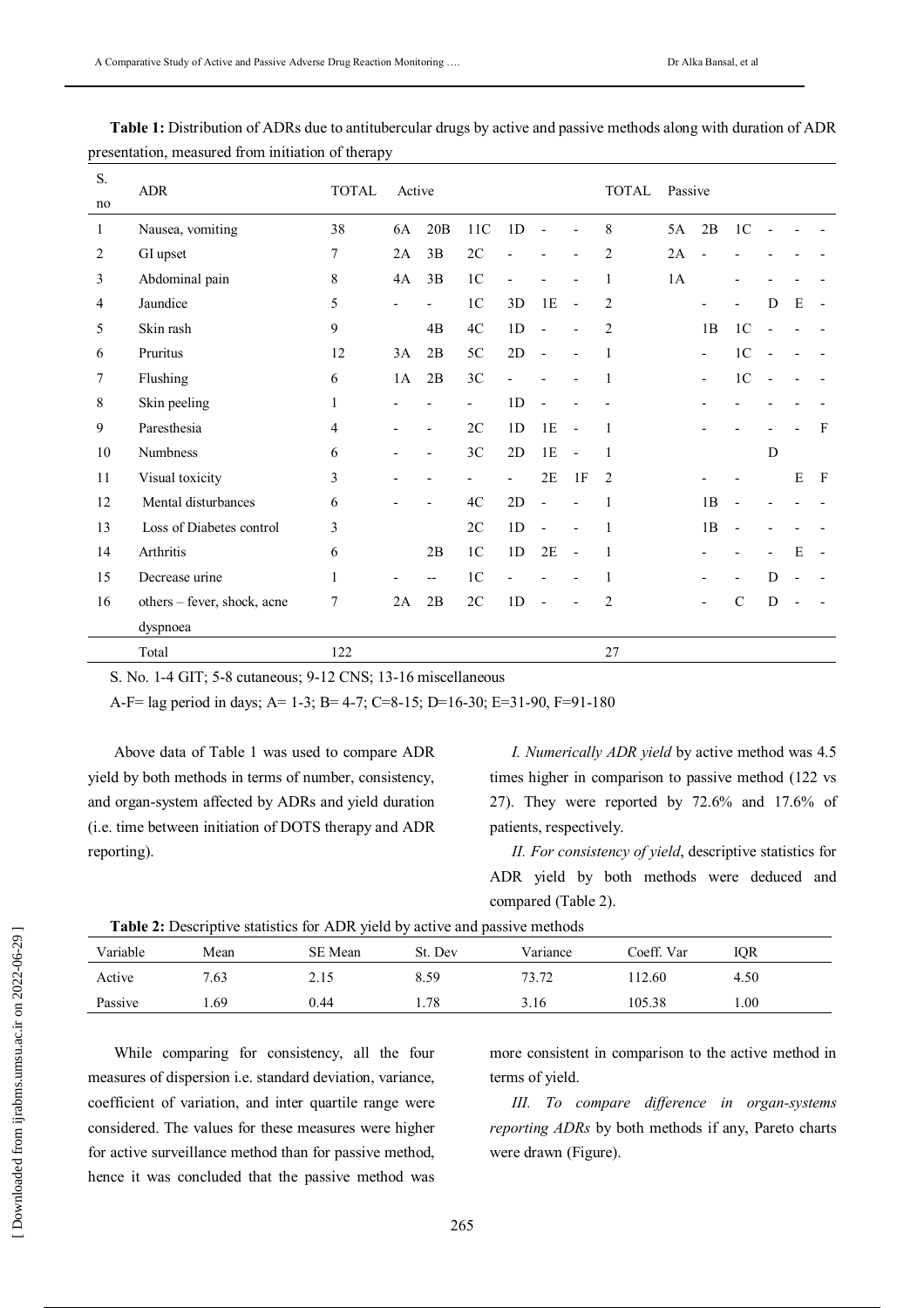**Table 1:** Distribution of ADRs due to antitubercular drugs by active and passive methods along with duration of ADR presentation, measured from initiation of therapy

| S. no | ADR | TOTAL | Active | | | | | | TOTAL | Passive | | | | | |
|---|---|---|---|---|---|---|---|---|---|---|---|---|---|---|---|
| 1 | Nausea, vomiting | 38 | 6A | 20B | 11C | 1D | - | - | 8 | 5A | 2B | 1C | - | - | - |
| 2 | GI upset | 7 | 2A | 3B | 2C | - | - | - | 2 | 2A | - | - | - | - | - |
| 3 | Abdominal pain | 8 | 4A | 3B | 1C | - | - | - | 1 | 1A | | - | - | - | - |
| 4 | Jaundice | 5 | - | - | 1C | 3D | 1E | - | 2 | | - | - | D | E | - |
| 5 | Skin rash | 9 | | 4B | 4C | 1D | - | - | 2 | | 1B | 1C | - | - | - |
| 6 | Pruritus | 12 | 3A | 2B | 5C | 2D | - | - | 1 | | - | 1C | - | - | - |
| 7 | Flushing | 6 | 1A | 2B | 3C | - | - | - | 1 | | - | 1C | - | - | - |
| 8 | Skin peeling | 1 | - | - | - | 1D | - | - | - | | - | - | - | - | - |
| 9 | Paresthesia | 4 | - | - | 2C | 1D | 1E | - | 1 | | - | - | - | - | F |
| 10 | Numbness | 6 | - | - | 3C | 2D | 1E | - | 1 | | | | D | | |
| 11 | Visual toxicity | 3 | - | - | - | - | 2E | 1F | 2 | | - | - | | E | F |
| 12 | Mental disturbances | 6 | - | - | 4C | 2D | - | - | 1 | | 1B | - | - | - | - |
| 13 | Loss of Diabetes control | 3 | | | 2C | 1D | - | - | 1 | | 1B | - | - | - | - |
| 14 | Arthritis | 6 | | 2B | 1C | 1D | 2E | - | 1 | | - | - | - | E | - |
| 15 | Decrease urine | 1 | - | -- | 1C | - | - | - | 1 | | - | - | D | - | - |
| 16 | others – fever, shock, acne dyspnoea | 7 | 2A | 2B | 2C | 1D | - | - | 2 | | - | C | D | - | - |
| | Total | 122 | | | | | | | 27 | | | | | | |

S. No. 1-4 GIT; 5-8 cutaneous; 9-12 CNS; 13-16 miscellaneous

A-F= lag period in days; A= 1-3; B= 4-7; C=8-15; D=16-30; E=31-90, F=91-180

Above data of Table 1 was used to compare ADR yield by both methods in terms of number, consistency, and organ-system affected by ADRs and yield duration (i.e. time between initiation of DOTS therapy and ADR reporting).

*I. Numerically ADR yield* by active method was 4.5 times higher in comparison to passive method (122 vs 27). They were reported by 72.6% and 17.6% of patients, respectively.

*II. For consistency of yield*, descriptive statistics for ADR yield by both methods were deduced and compared (Table 2).

**Table 2:** Descriptive statistics for ADR yield by active and passive methods

| Variable | Mean | SE Mean | St. Dev | Variance | Coeff. Var | IQR |
|---|---|---|---|---|---|---|
| Active | 7.63 | 2.15 | 8.59 | 73.72 | 112.60 | 4.50 |
| Passive | 1.69 | 0.44 | 1.78 | 3.16 | 105.38 | 1.00 |

While comparing for consistency, all the four measures of dispersion i.e. standard deviation, variance, coefficient of variation, and inter quartile range were considered. The values for these measures were higher for active surveillance method than for passive method, hence it was concluded that the passive method was more consistent in comparison to the active method in terms of yield.

*III. To compare difference in organ-systems reporting ADRs* by both methods if any, Pareto charts were drawn (Figure).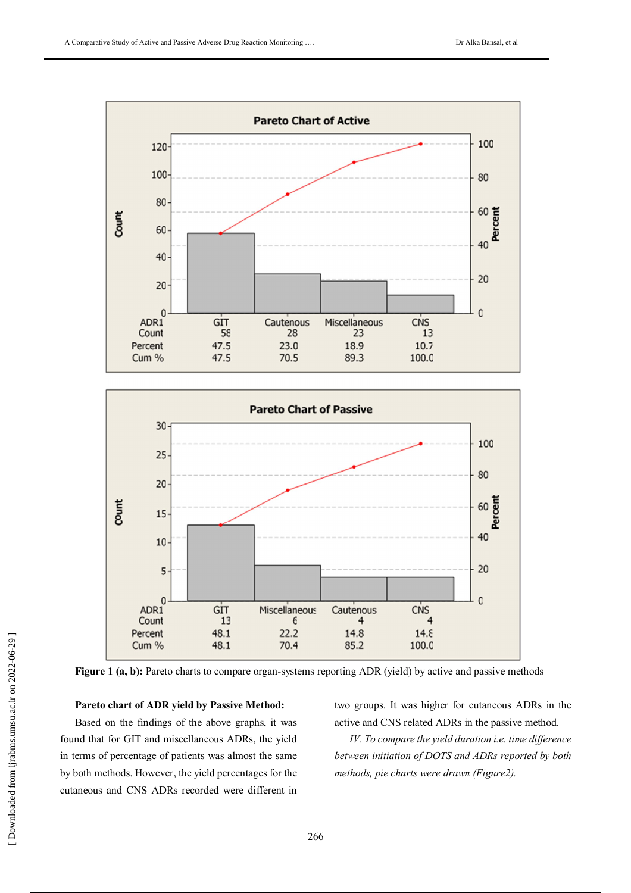**Pareto Chart of Active**

| ADR1 | GIT | Cautenous | Miscellaneous | CNS |
|---|---|---|---|---|
| Count | 58 | 28 | 23 | 13 |
| Percent | 47.5 | 23.0 | 18.9 | 10.7 |
| Cum % | 47.5 | 70.5 | 89.3 | 100.0 |

**Pareto Chart of Passive**

| ADR1 | GIT | Miscellaneous | Cautenous | CNS |
|---|---|---|---|---|
| Count | 13 | 6 | 4 | 4 |
| Percent | 48.1 | 22.2 | 14.8 | 14.8 |
| Cum % | 48.1 | 70.4 | 85.2 | 100.0 |

**Figure 1 (a, b):** Pareto charts to compare organ-systems reporting ADR (yield) by active and passive methods

**Pareto chart of ADR yield by Passive Method:**

Based on the findings of the above graphs, it was found that for GIT and miscellaneous ADRs, the yield in terms of percentage of patients was almost the same by both methods. However, the yield percentages for the cutaneous and CNS ADRs recorded were different in two groups. It was higher for cutaneous ADRs in the active and CNS related ADRs in the passive method.

*IV. To compare the yield duration i.e. time difference between initiation of DOTS and ADRs reported by both methods, pie charts were drawn (Figure2).*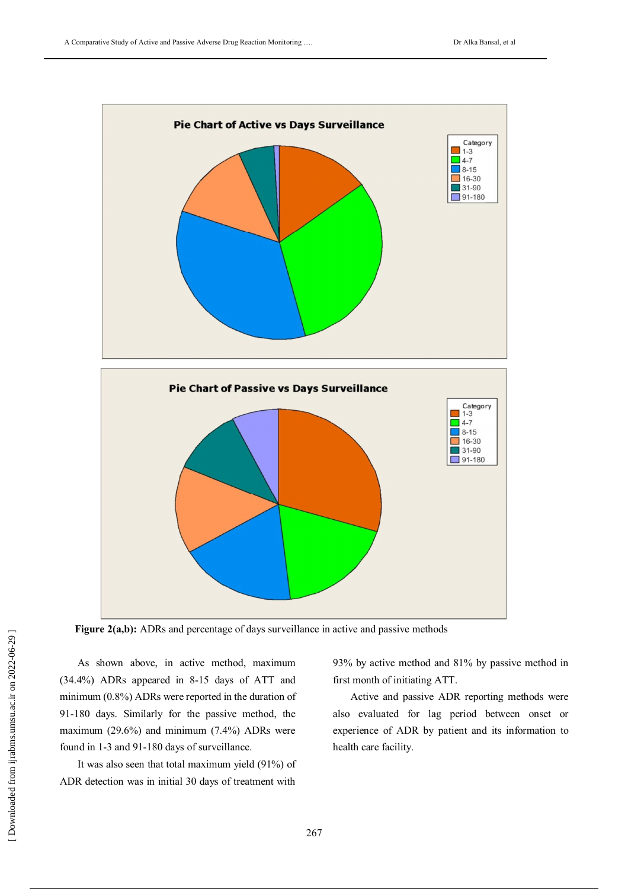**Figure 2(a,b):** ADRs and percentage of days surveillance in active and passive methods

As shown above, in active method, maximum (34.4%) ADRs appeared in 8-15 days of ATT and minimum (0.8%) ADRs were reported in the duration of 91-180 days. Similarly for the passive method, the maximum (29.6%) and minimum (7.4%) ADRs were found in 1-3 and 91-180 days of surveillance.

It was also seen that total maximum yield (91%) of ADR detection was in initial 30 days of treatment with 93% by active method and 81% by passive method in first month of initiating ATT.

Active and passive ADR reporting methods were also evaluated for lag period between onset or experience of ADR by patient and its information to health care facility.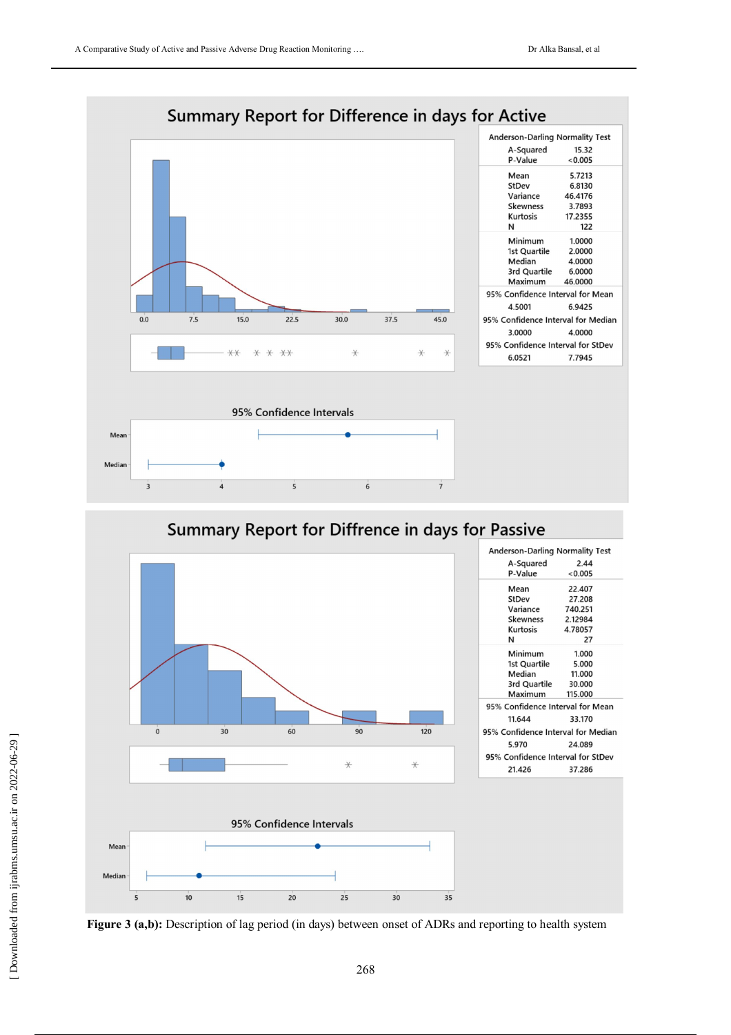**Summary Report for Difference in days for Active**

| Anderson-Darling Normality Test | |
|---|---|
| A-Squared | 15.32 |
| P-Value | <0.005 |
| Mean | 5.7213 |
| StDev | 6.8130 |
| Variance | 46.4176 |
| Skewness | 3.7893 |
| Kurtosis | 17.2355 |
| N | 122 |
| Minimum | 1.0000 |
| 1st Quartile | 2.0000 |
| Median | 4.0000 |
| 3rd Quartile | 6.0000 |
| Maximum | 46.0000 |
| 95% Confidence Interval for Mean | |
| 4.5001 | 6.9425 |
| 95% Confidence Interval for Median | |
| 3.0000 | 4.0000 |
| 95% Confidence Interval for StDev | |
| 6.0521 | 7.7945 |

**Summary Report for Diffrence in days for Passive**

| Anderson-Darling Normality Test | |
|---|---|
| A-Squared | 2.44 |
| P-Value | <0.005 |
| Mean | 22.407 |
| StDev | 27.208 |
| Variance | 740.251 |
| Skewness | 2.12984 |
| Kurtosis | 4.78057 |
| N | 27 |
| Minimum | 1.000 |
| 1st Quartile | 5.000 |
| Median | 11.000 |
| 3rd Quartile | 30.000 |
| Maximum | 115.000 |
| 95% Confidence Interval for Mean | |
| 11.644 | 33.170 |
| 95% Confidence Interval for Median | |
| 5.970 | 24.089 |
| 95% Confidence Interval for StDev | |
| 21.426 | 37.286 |

**Figure 3 (a,b):** Description of lag period (in days) between onset of ADRs and reporting to health system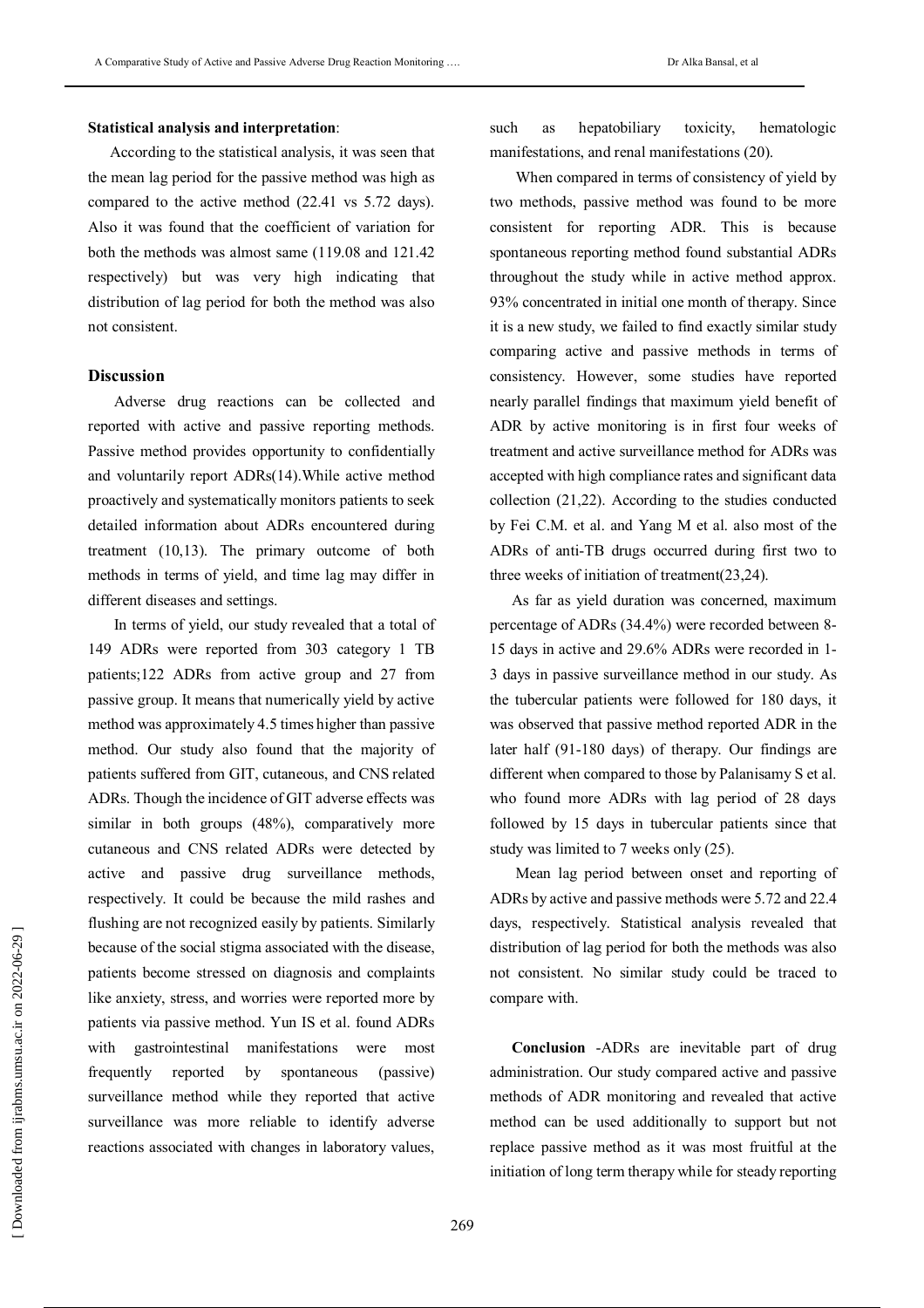**Statistical analysis and interpretation**:

According to the statistical analysis, it was seen that the mean lag period for the passive method was high as compared to the active method (22.41 vs 5.72 days). Also it was found that the coefficient of variation for both the methods was almost same (119.08 and 121.42 respectively) but was very high indicating that distribution of lag period for both the method was also not consistent.

## Discussion

Adverse drug reactions can be collected and reported with active and passive reporting methods. Passive method provides opportunity to confidentially and voluntarily report ADRs(14).While active method proactively and systematically monitors patients to seek detailed information about ADRs encountered during treatment (10,13). The primary outcome of both methods in terms of yield, and time lag may differ in different diseases and settings.

In terms of yield, our study revealed that a total of 149 ADRs were reported from 303 category 1 TB patients;122 ADRs from active group and 27 from passive group. It means that numerically yield by active method was approximately 4.5 times higher than passive method. Our study also found that the majority of patients suffered from GIT, cutaneous, and CNS related ADRs. Though the incidence of GIT adverse effects was similar in both groups (48%), comparatively more cutaneous and CNS related ADRs were detected by active and passive drug surveillance methods, respectively. It could be because the mild rashes and flushing are not recognized easily by patients. Similarly because of the social stigma associated with the disease, patients become stressed on diagnosis and complaints like anxiety, stress, and worries were reported more by patients via passive method. Yun IS et al. found ADRs with gastrointestinal manifestations were most frequently reported by spontaneous (passive) surveillance method while they reported that active surveillance was more reliable to identify adverse reactions associated with changes in laboratory values, such as hepatobiliary toxicity, hematologic manifestations, and renal manifestations (20).

When compared in terms of consistency of yield by two methods, passive method was found to be more consistent for reporting ADR. This is because spontaneous reporting method found substantial ADRs throughout the study while in active method approx. 93% concentrated in initial one month of therapy. Since it is a new study, we failed to find exactly similar study comparing active and passive methods in terms of consistency. However, some studies have reported nearly parallel findings that maximum yield benefit of ADR by active monitoring is in first four weeks of treatment and active surveillance method for ADRs was accepted with high compliance rates and significant data collection (21,22). According to the studies conducted by Fei C.M. et al. and Yang M et al. also most of the ADRs of anti-TB drugs occurred during first two to three weeks of initiation of treatment(23,24).

As far as yield duration was concerned, maximum percentage of ADRs (34.4%) were recorded between 8-15 days in active and 29.6% ADRs were recorded in 1-3 days in passive surveillance method in our study. As the tubercular patients were followed for 180 days, it was observed that passive method reported ADR in the later half (91-180 days) of therapy. Our findings are different when compared to those by Palanisamy S et al. who found more ADRs with lag period of 28 days followed by 15 days in tubercular patients since that study was limited to 7 weeks only (25).

Mean lag period between onset and reporting of ADRs by active and passive methods were 5.72 and 22.4 days, respectively. Statistical analysis revealed that distribution of lag period for both the methods was also not consistent. No similar study could be traced to compare with.

**Conclusion** -ADRs are inevitable part of drug administration. Our study compared active and passive methods of ADR monitoring and revealed that active method can be used additionally to support but not replace passive method as it was most fruitful at the initiation of long term therapy while for steady reporting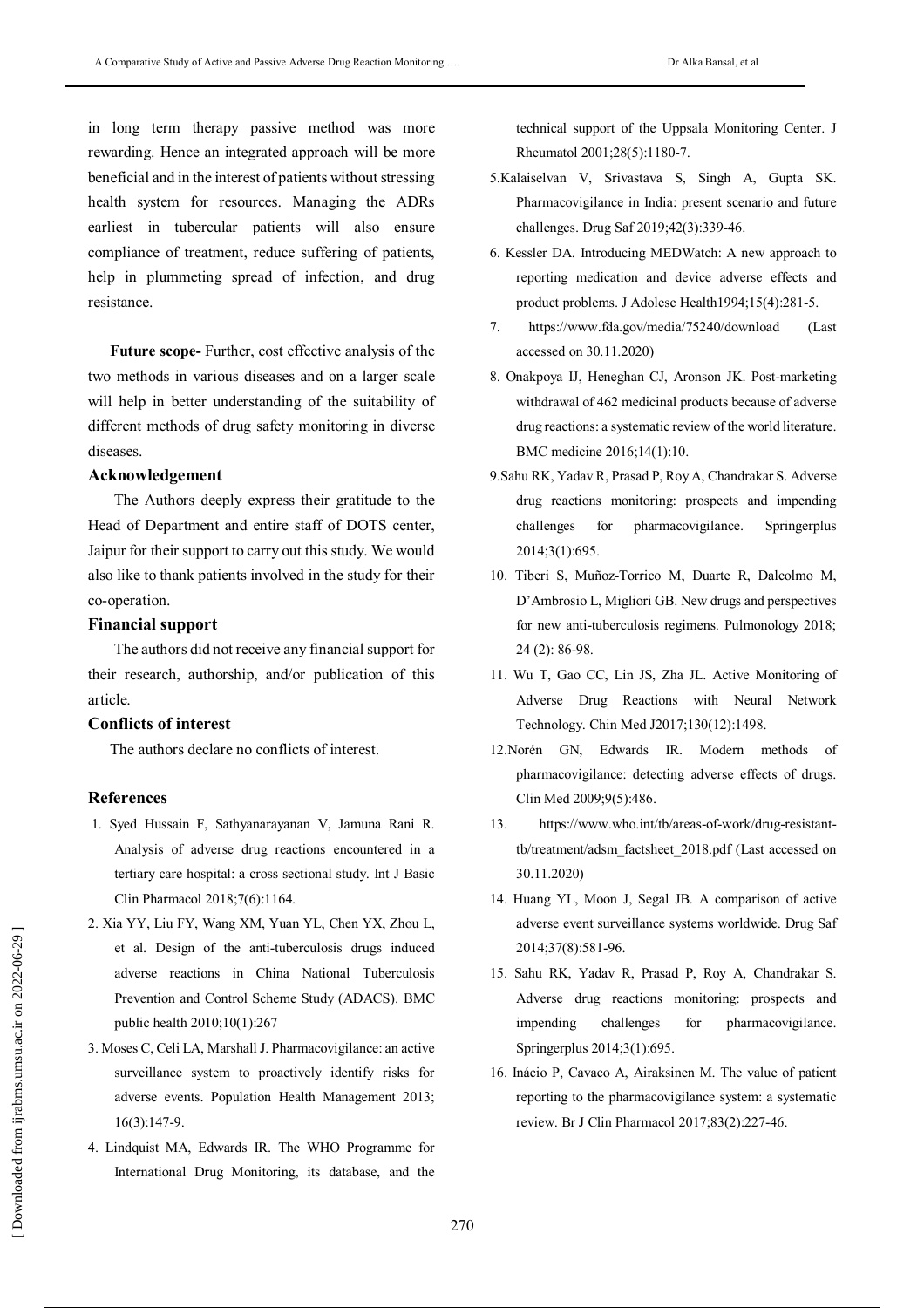in long term therapy passive method was more rewarding. Hence an integrated approach will be more beneficial and in the interest of patients without stressing health system for resources. Managing the ADRs earliest in tubercular patients will also ensure compliance of treatment, reduce suffering of patients, help in plummeting spread of infection, and drug resistance.

**Future scope-** Further, cost effective analysis of the two methods in various diseases and on a larger scale will help in better understanding of the suitability of different methods of drug safety monitoring in diverse diseases.

### Acknowledgement

The Authors deeply express their gratitude to the Head of Department and entire staff of DOTS center, Jaipur for their support to carry out this study. We would also like to thank patients involved in the study for their co-operation.

### Financial support

The authors did not receive any financial support for their research, authorship, and/or publication of this article.

### Conflicts of interest

The authors declare no conflicts of interest.

### References

1. Syed Hussain F, Sathyanarayanan V, Jamuna Rani R. Analysis of adverse drug reactions encountered in a tertiary care hospital: a cross sectional study. Int J Basic Clin Pharmacol 2018;7(6):1164.
2. Xia YY, Liu FY, Wang XM, Yuan YL, Chen YX, Zhou L, et al. Design of the anti-tuberculosis drugs induced adverse reactions in China National Tuberculosis Prevention and Control Scheme Study (ADACS). BMC public health 2010;10(1):267
3. Moses C, Celi LA, Marshall J. Pharmacovigilance: an active surveillance system to proactively identify risks for adverse events. Population Health Management 2013; 16(3):147-9.
4. Lindquist MA, Edwards IR. The WHO Programme for International Drug Monitoring, its database, and the technical support of the Uppsala Monitoring Center. J Rheumatol 2001;28(5):1180-7.
5. Kalaiselvan V, Srivastava S, Singh A, Gupta SK. Pharmacovigilance in India: present scenario and future challenges. Drug Saf 2019;42(3):339-46.
6. Kessler DA. Introducing MEDWatch: A new approach to reporting medication and device adverse effects and product problems. J Adolesc Health1994;15(4):281-5.
7. https://www.fda.gov/media/75240/download (Last accessed on 30.11.2020)
8. Onakpoya IJ, Heneghan CJ, Aronson JK. Post-marketing withdrawal of 462 medicinal products because of adverse drug reactions: a systematic review of the world literature. BMC medicine 2016;14(1):10.
9. Sahu RK, Yadav R, Prasad P, Roy A, Chandrakar S. Adverse drug reactions monitoring: prospects and impending challenges for pharmacovigilance. Springerplus 2014;3(1):695.
10. Tiberi S, Muñoz-Torrico M, Duarte R, Dalcolmo M, D'Ambrosio L, Migliori GB. New drugs and perspectives for new anti-tuberculosis regimens. Pulmonology 2018; 24 (2): 86-98.
11. Wu T, Gao CC, Lin JS, Zha JL. Active Monitoring of Adverse Drug Reactions with Neural Network Technology. Chin Med J2017;130(12):1498.
12. Norén GN, Edwards IR. Modern methods of pharmacovigilance: detecting adverse effects of drugs. Clin Med 2009;9(5):486.
13. https://www.who.int/tb/areas-of-work/drug-resistant-tb/treatment/adsm_factsheet_2018.pdf (Last accessed on 30.11.2020)
14. Huang YL, Moon J, Segal JB. A comparison of active adverse event surveillance systems worldwide. Drug Saf 2014;37(8):581-96.
15. Sahu RK, Yadav R, Prasad P, Roy A, Chandrakar S. Adverse drug reactions monitoring: prospects and impending challenges for pharmacovigilance. Springerplus 2014;3(1):695.
16. Inácio P, Cavaco A, Airaksinen M. The value of patient reporting to the pharmacovigilance system: a systematic review. Br J Clin Pharmacol 2017;83(2):227-46.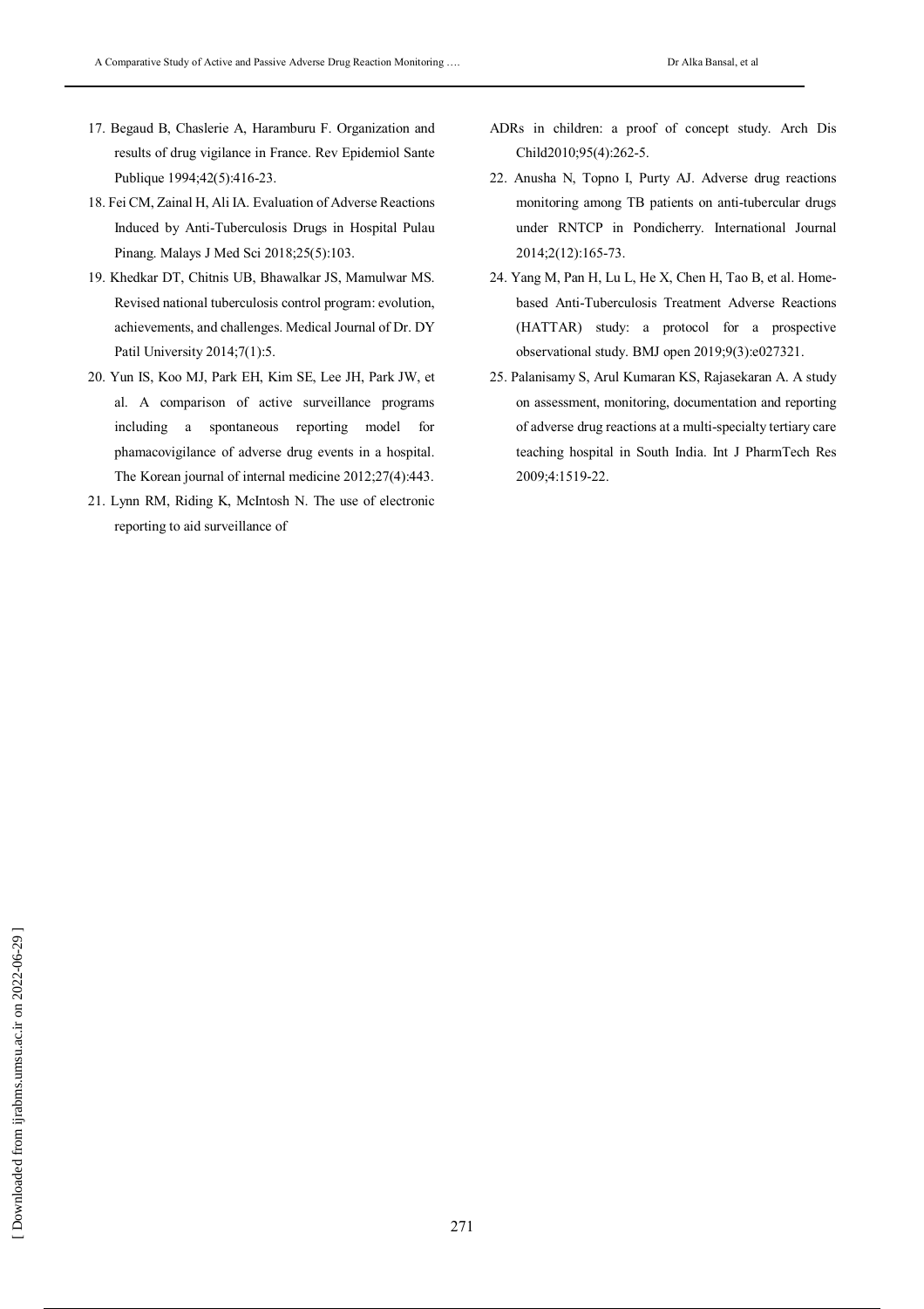17. Begaud B, Chaslerie A, Haramburu F. Organization and results of drug vigilance in France. Rev Epidemiol Sante Publique 1994;42(5):416-23.
18. Fei CM, Zainal H, Ali IA. Evaluation of Adverse Reactions Induced by Anti-Tuberculosis Drugs in Hospital Pulau Pinang. Malays J Med Sci 2018;25(5):103.
19. Khedkar DT, Chitnis UB, Bhawalkar JS, Mamulwar MS. Revised national tuberculosis control program: evolution, achievements, and challenges. Medical Journal of Dr. DY Patil University 2014;7(1):5.
20. Yun IS, Koo MJ, Park EH, Kim SE, Lee JH, Park JW, et al. A comparison of active surveillance programs including a spontaneous reporting model for phamacovigilance of adverse drug events in a hospital. The Korean journal of internal medicine 2012;27(4):443.
21. Lynn RM, Riding K, McIntosh N. The use of electronic reporting to aid surveillance of ADRs in children: a proof of concept study. Arch Dis Child2010;95(4):262-5.
22. Anusha N, Topno I, Purty AJ. Adverse drug reactions monitoring among TB patients on anti-tubercular drugs under RNTCP in Pondicherry. International Journal 2014;2(12):165-73.
24. Yang M, Pan H, Lu L, He X, Chen H, Tao B, et al. Home-based Anti-Tuberculosis Treatment Adverse Reactions (HATTAR) study: a protocol for a prospective observational study. BMJ open 2019;9(3):e027321.
25. Palanisamy S, Arul Kumaran KS, Rajasekaran A. A study on assessment, monitoring, documentation and reporting of adverse drug reactions at a multi-specialty tertiary care teaching hospital in South India. Int J PharmTech Res 2009;4:1519-22.